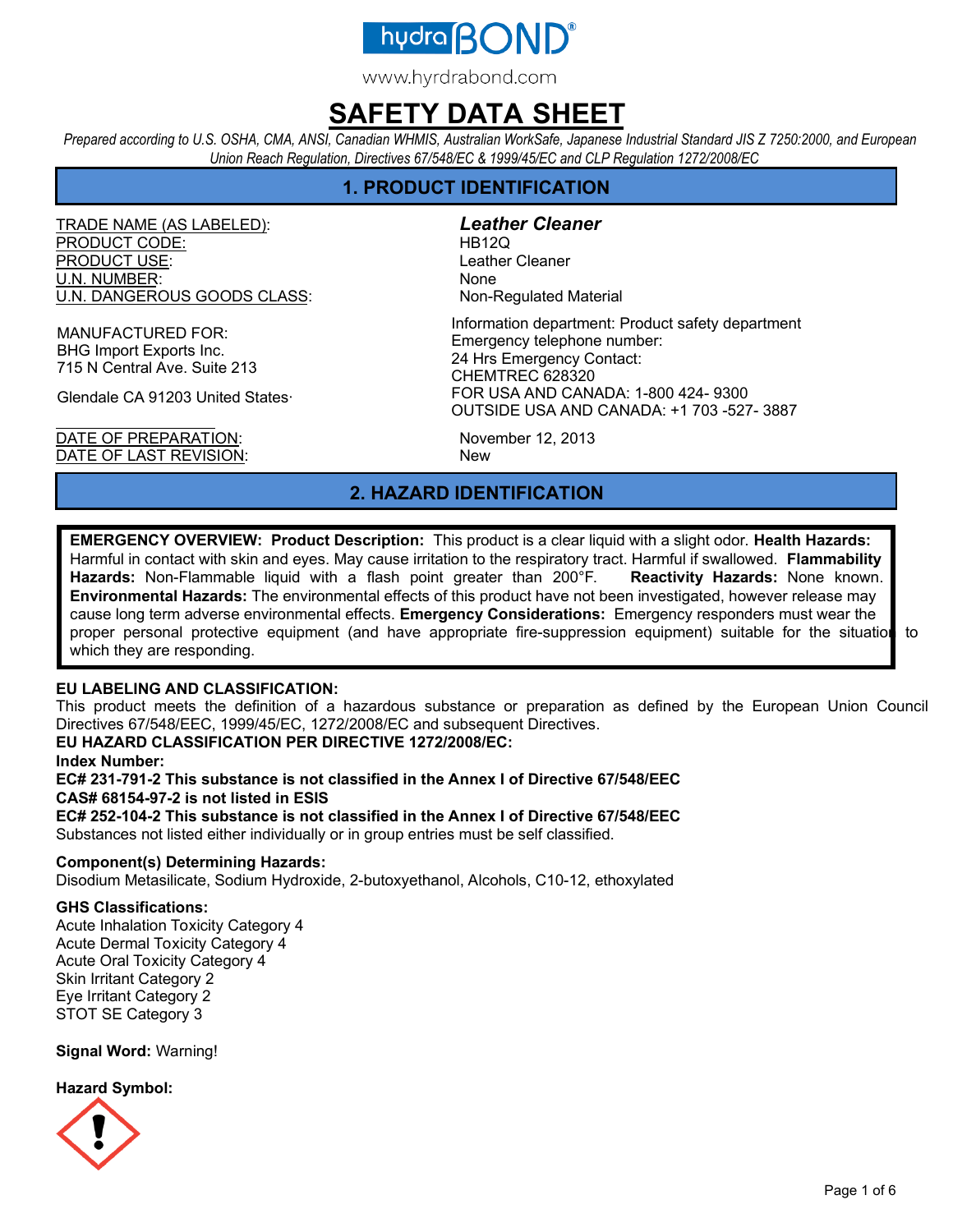hydra BOND®

www.hyrdrabond.com

# SAFETY DATA SHEET

*Prepared according to U.S. OSHA, CMA, ANSI, Canadian WHMIS, Australian WorkSafe, Japanese Industrial Standard JIS Z 7250:2000, and European Union Reach Regulation, Directives 67/548/EC & 1999/45/EC and CLP Regulation 1272/2008/EC*

## 1. PRODUCT IDENTIFICATION

| | |
|---|---|
| TRADE NAME (AS LABELED): | ***Leather Cleaner*** |
| PRODUCT CODE: | HB12Q |
| PRODUCT USE: | Leather Cleaner |
| U.N. NUMBER: | None |
| U.N. DANGEROUS GOODS CLASS: | Non-Regulated Material |

MANUFACTURED FOR:
BHG Import Exports Inc.
715 N Central Ave. Suite 213

Glendale CA 91203 United States·

Information department: Product safety department
Emergency telephone number:
24 Hrs Emergency Contact:
CHEMTREC 628320
FOR USA AND CANADA: 1-800 424- 9300
OUTSIDE USA AND CANADA: +1 703 -527- 3887

| | |
|---|---|
| DATE OF PREPARATION: | November 12, 2013 |
| DATE OF LAST REVISION: | New |

## 2. HAZARD IDENTIFICATION

**EMERGENCY OVERVIEW: Product Description:** This product is a clear liquid with a slight odor. **Health Hazards:** Harmful in contact with skin and eyes. May cause irritation to the respiratory tract. Harmful if swallowed. **Flammability Hazards:** Non-Flammable liquid with a flash point greater than 200°F. **Reactivity Hazards:** None known. **Environmental Hazards:** The environmental effects of this product have not been investigated, however release may cause long term adverse environmental effects. **Emergency Considerations:** Emergency responders must wear the proper personal protective equipment (and have appropriate fire-suppression equipment) suitable for the situation to which they are responding.

**EU LABELING AND CLASSIFICATION:**
This product meets the definition of a hazardous substance or preparation as defined by the European Union Council Directives 67/548/EEC, 1999/45/EC, 1272/2008/EC and subsequent Directives.

**EU HAZARD CLASSIFICATION PER DIRECTIVE 1272/2008/EC:**

**Index Number:**

**EC# 231-791-2 This substance is not classified in the Annex I of Directive 67/548/EEC**

**CAS# 68154-97-2 is not listed in ESIS**

**EC# 252-104-2 This substance is not classified in the Annex I of Directive 67/548/EEC**

Substances not listed either individually or in group entries must be self classified.

**Component(s) Determining Hazards:**
Disodium Metasilicate, Sodium Hydroxide, 2-butoxyethanol, Alcohols, C10-12, ethoxylated

**GHS Classifications:**
Acute Inhalation Toxicity Category 4
Acute Dermal Toxicity Category 4
Acute Oral Toxicity Category 4
Skin Irritant Category 2
Eye Irritant Category 2
STOT SE Category 3

**Signal Word:** Warning!

**Hazard Symbol:**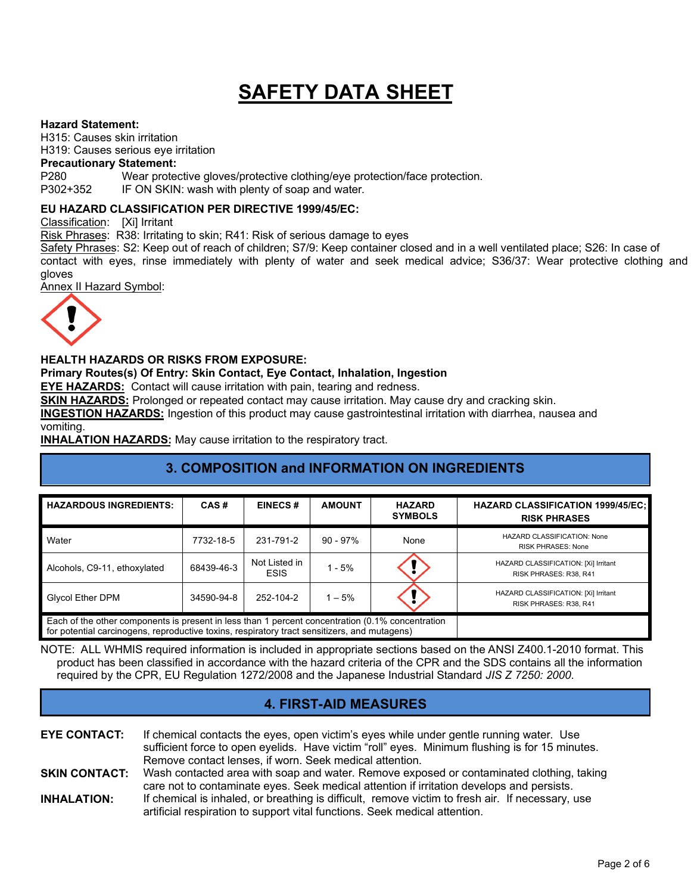# SAFETY DATA SHEET

**Hazard Statement:**
H315: Causes skin irritation
H319: Causes serious eye irritation

**Precautionary Statement:**
P280 Wear protective gloves/protective clothing/eye protection/face protection.
P302+352 IF ON SKIN: wash with plenty of soap and water.

**EU HAZARD CLASSIFICATION PER DIRECTIVE 1999/45/EC:**

Classification: [Xi] Irritant

Risk Phrases: R38: Irritating to skin; R41: Risk of serious damage to eyes

Safety Phrases: S2: Keep out of reach of children; S7/9: Keep container closed and in a well ventilated place; S26: In case of contact with eyes, rinse immediately with plenty of water and seek medical advice; S36/37: Wear protective clothing and gloves

Annex II Hazard Symbol:

**HEALTH HAZARDS OR RISKS FROM EXPOSURE:**

**Primary Routes(s) Of Entry: Skin Contact, Eye Contact, Inhalation, Ingestion**

**EYE HAZARDS:** Contact will cause irritation with pain, tearing and redness.

**SKIN HAZARDS:** Prolonged or repeated contact may cause irritation. May cause dry and cracking skin.

**INGESTION HAZARDS:** Ingestion of this product may cause gastrointestinal irritation with diarrhea, nausea and vomiting.

**INHALATION HAZARDS:** May cause irritation to the respiratory tract.

## 3. COMPOSITION and INFORMATION ON INGREDIENTS

| HAZARDOUS INGREDIENTS: | CAS # | EINECS # | AMOUNT | HAZARD SYMBOLS | HAZARD CLASSIFICATION 1999/45/EC; RISK PHRASES |
|---|---|---|---|---|---|
| Water | 7732-18-5 | 231-791-2 | 90 - 97% | None | HAZARD CLASSIFICATION: None RISK PHRASES: None |
| Alcohols, C9-11, ethoxylated | 68439-46-3 | Not Listed in ESIS | 1 - 5% | | HAZARD CLASSIFICATION: [Xi] Irritant RISK PHRASES: R38, R41 |
| Glycol Ether DPM | 34590-94-8 | 252-104-2 | 1 – 5% | | HAZARD CLASSIFICATION: [Xi] Irritant RISK PHRASES: R38, R41 |
| Each of the other components is present in less than 1 percent concentration (0.1% concentration for potential carcinogens, reproductive toxins, respiratory tract sensitizers, and mutagens) | | | | | |

NOTE: ALL WHMIS required information is included in appropriate sections based on the ANSI Z400.1-2010 format. This product has been classified in accordance with the hazard criteria of the CPR and the SDS contains all the information required by the CPR, EU Regulation 1272/2008 and the Japanese Industrial Standard *JIS Z 7250: 2000*.

## 4. FIRST-AID MEASURES

**EYE CONTACT:** If chemical contacts the eyes, open victim's eyes while under gentle running water. Use sufficient force to open eyelids. Have victim "roll" eyes. Minimum flushing is for 15 minutes. Remove contact lenses, if worn. Seek medical attention.

**SKIN CONTACT:** Wash contacted area with soap and water. Remove exposed or contaminated clothing, taking care not to contaminate eyes. Seek medical attention if irritation develops and persists.

**INHALATION:** If chemical is inhaled, or breathing is difficult, remove victim to fresh air. If necessary, use artificial respiration to support vital functions. Seek medical attention.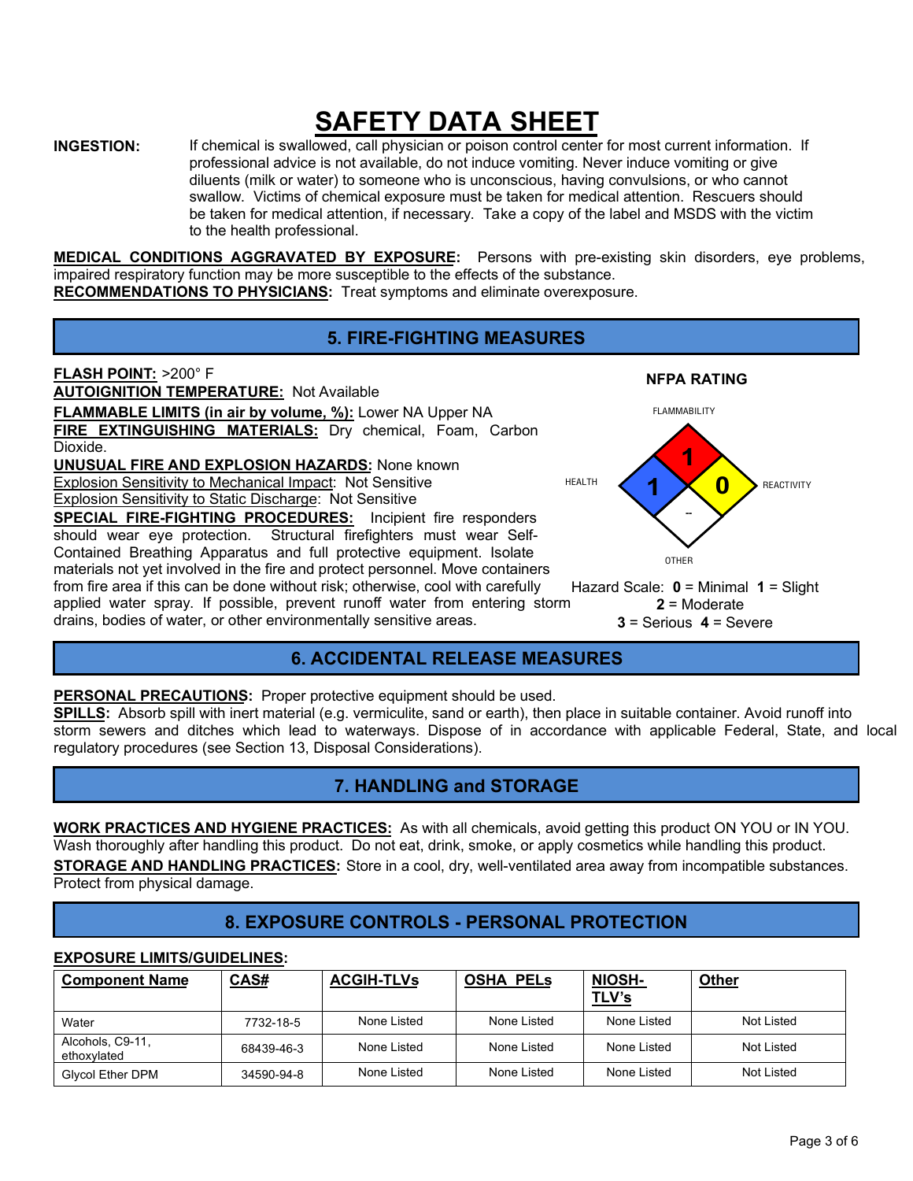# SAFETY DATA SHEET

**INGESTION:** If chemical is swallowed, call physician or poison control center for most current information. If professional advice is not available, do not induce vomiting. Never induce vomiting or give diluents (milk or water) to someone who is unconscious, having convulsions, or who cannot swallow. Victims of chemical exposure must be taken for medical attention. Rescuers should be taken for medical attention, if necessary. Take a copy of the label and MSDS with the victim to the health professional.

**MEDICAL CONDITIONS AGGRAVATED BY EXPOSURE:** Persons with pre-existing skin disorders, eye problems, impaired respiratory function may be more susceptible to the effects of the substance.
**RECOMMENDATIONS TO PHYSICIANS:** Treat symptoms and eliminate overexposure.

## 5. FIRE-FIGHTING MEASURES

**FLASH POINT:** >200° F
**AUTOIGNITION TEMPERATURE:** Not Available
**FLAMMABLE LIMITS (in air by volume, %):** Lower NA Upper NA
**FIRE EXTINGUISHING MATERIALS:** Dry chemical, Foam, Carbon Dioxide.
**UNUSUAL FIRE AND EXPLOSION HAZARDS:** None known
Explosion Sensitivity to Mechanical Impact: Not Sensitive
Explosion Sensitivity to Static Discharge: Not Sensitive
**SPECIAL FIRE-FIGHTING PROCEDURES:** Incipient fire responders should wear eye protection. Structural firefighters must wear Self-Contained Breathing Apparatus and full protective equipment. Isolate materials not yet involved in the fire and protect personnel. Move containers from fire area if this can be done without risk; otherwise, cool with carefully applied water spray. If possible, prevent runoff water from entering storm drains, bodies of water, or other environmentally sensitive areas.

**NFPA RATING**

- FLAMMABILITY: 1
- HEALTH: 1
- REACTIVITY: 0
- OTHER: --

Hazard Scale: **0** = Minimal **1** = Slight **2** = Moderate **3** = Serious **4** = Severe

## 6. ACCIDENTAL RELEASE MEASURES

**PERSONAL PRECAUTIONS:** Proper protective equipment should be used.
**SPILLS:** Absorb spill with inert material (e.g. vermiculite, sand or earth), then place in suitable container. Avoid runoff into storm sewers and ditches which lead to waterways. Dispose of in accordance with applicable Federal, State, and local regulatory procedures (see Section 13, Disposal Considerations).

## 7. HANDLING and STORAGE

**WORK PRACTICES AND HYGIENE PRACTICES:** As with all chemicals, avoid getting this product ON YOU or IN YOU. Wash thoroughly after handling this product. Do not eat, drink, smoke, or apply cosmetics while handling this product.
**STORAGE AND HANDLING PRACTICES:** Store in a cool, dry, well-ventilated area away from incompatible substances. Protect from physical damage.

## 8. EXPOSURE CONTROLS - PERSONAL PROTECTION

**EXPOSURE LIMITS/GUIDELINES:**

| Component Name | CAS# | ACGIH-TLVs | OSHA PELs | NIOSH-TLV's | Other |
|---|---|---|---|---|---|
| Water | 7732-18-5 | None Listed | None Listed | None Listed | Not Listed |
| Alcohols, C9-11, ethoxylated | 68439-46-3 | None Listed | None Listed | None Listed | Not Listed |
| Glycol Ether DPM | 34590-94-8 | None Listed | None Listed | None Listed | Not Listed |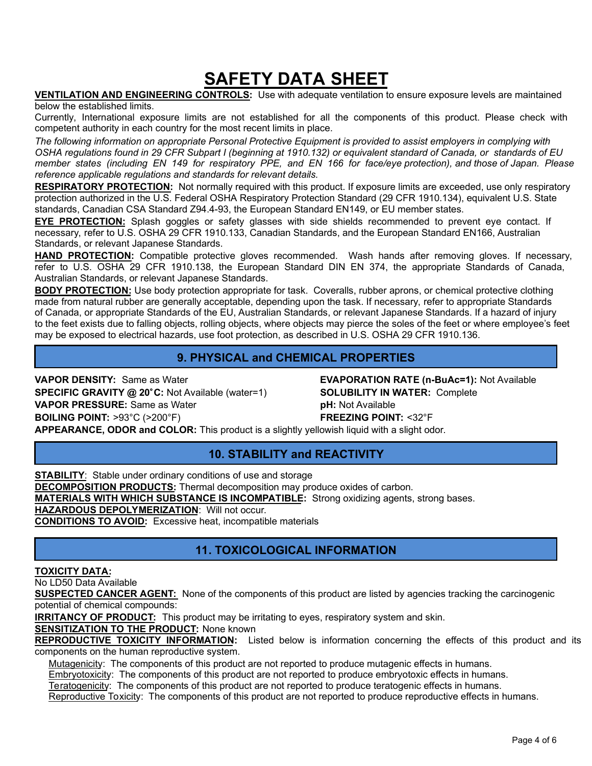# SAFETY DATA SHEET

**VENTILATION AND ENGINEERING CONTROLS:** Use with adequate ventilation to ensure exposure levels are maintained below the established limits.

Currently, International exposure limits are not established for all the components of this product. Please check with competent authority in each country for the most recent limits in place.

*The following information on appropriate Personal Protective Equipment is provided to assist employers in complying with OSHA regulations found in 29 CFR Subpart I (beginning at 1910.132) or equivalent standard of Canada, or standards of EU member states (including EN 149 for respiratory PPE, and EN 166 for face/eye protection), and those of Japan. Please reference applicable regulations and standards for relevant details.*

**RESPIRATORY PROTECTION:** Not normally required with this product. If exposure limits are exceeded, use only respiratory protection authorized in the U.S. Federal OSHA Respiratory Protection Standard (29 CFR 1910.134), equivalent U.S. State standards, Canadian CSA Standard Z94.4-93, the European Standard EN149, or EU member states.

**EYE PROTECTION:** Splash goggles or safety glasses with side shields recommended to prevent eye contact. If necessary, refer to U.S. OSHA 29 CFR 1910.133, Canadian Standards, and the European Standard EN166, Australian Standards, or relevant Japanese Standards.

**HAND PROTECTION:** Compatible protective gloves recommended. Wash hands after removing gloves. If necessary, refer to U.S. OSHA 29 CFR 1910.138, the European Standard DIN EN 374, the appropriate Standards of Canada, Australian Standards, or relevant Japanese Standards.

**BODY PROTECTION:** Use body protection appropriate for task. Coveralls, rubber aprons, or chemical protective clothing made from natural rubber are generally acceptable, depending upon the task. If necessary, refer to appropriate Standards of Canada, or appropriate Standards of the EU, Australian Standards, or relevant Japanese Standards. If a hazard of injury to the feet exists due to falling objects, rolling objects, where objects may pierce the soles of the feet or where employee's feet may be exposed to electrical hazards, use foot protection, as described in U.S. OSHA 29 CFR 1910.136.

## 9. PHYSICAL and CHEMICAL PROPERTIES

**VAPOR DENSITY:** Same as Water

**SPECIFIC GRAVITY @ 20˚C:** Not Available (water=1)

**VAPOR PRESSURE:** Same as Water

**BOILING POINT:** >93°C (>200°F)

**EVAPORATION RATE (n-BuAc=1):** Not Available

**SOLUBILITY IN WATER:** Complete

**pH:** Not Available

**FREEZING POINT:** <32°F

**APPEARANCE, ODOR and COLOR:** This product is a slightly yellowish liquid with a slight odor.

## 10. STABILITY and REACTIVITY

**STABILITY**: Stable under ordinary conditions of use and storage

**DECOMPOSITION PRODUCTS:** Thermal decomposition may produce oxides of carbon.

**MATERIALS WITH WHICH SUBSTANCE IS INCOMPATIBLE:** Strong oxidizing agents, strong bases.

**HAZARDOUS DEPOLYMERIZATION**: Will not occur.

**CONDITIONS TO AVOID:** Excessive heat, incompatible materials

## 11. TOXICOLOGICAL INFORMATION

**TOXICITY DATA:**

No LD50 Data Available

**SUSPECTED CANCER AGENT:** None of the components of this product are listed by agencies tracking the carcinogenic potential of chemical compounds:

**IRRITANCY OF PRODUCT:** This product may be irritating to eyes, respiratory system and skin.

**SENSITIZATION TO THE PRODUCT:** None known

**REPRODUCTIVE TOXICITY INFORMATION:** Listed below is information concerning the effects of this product and its components on the human reproductive system.

Mutagenicity: The components of this product are not reported to produce mutagenic effects in humans.

Embryotoxicity: The components of this product are not reported to produce embryotoxic effects in humans.

Teratogenicity: The components of this product are not reported to produce teratogenic effects in humans.

Reproductive Toxicity: The components of this product are not reported to produce reproductive effects in humans.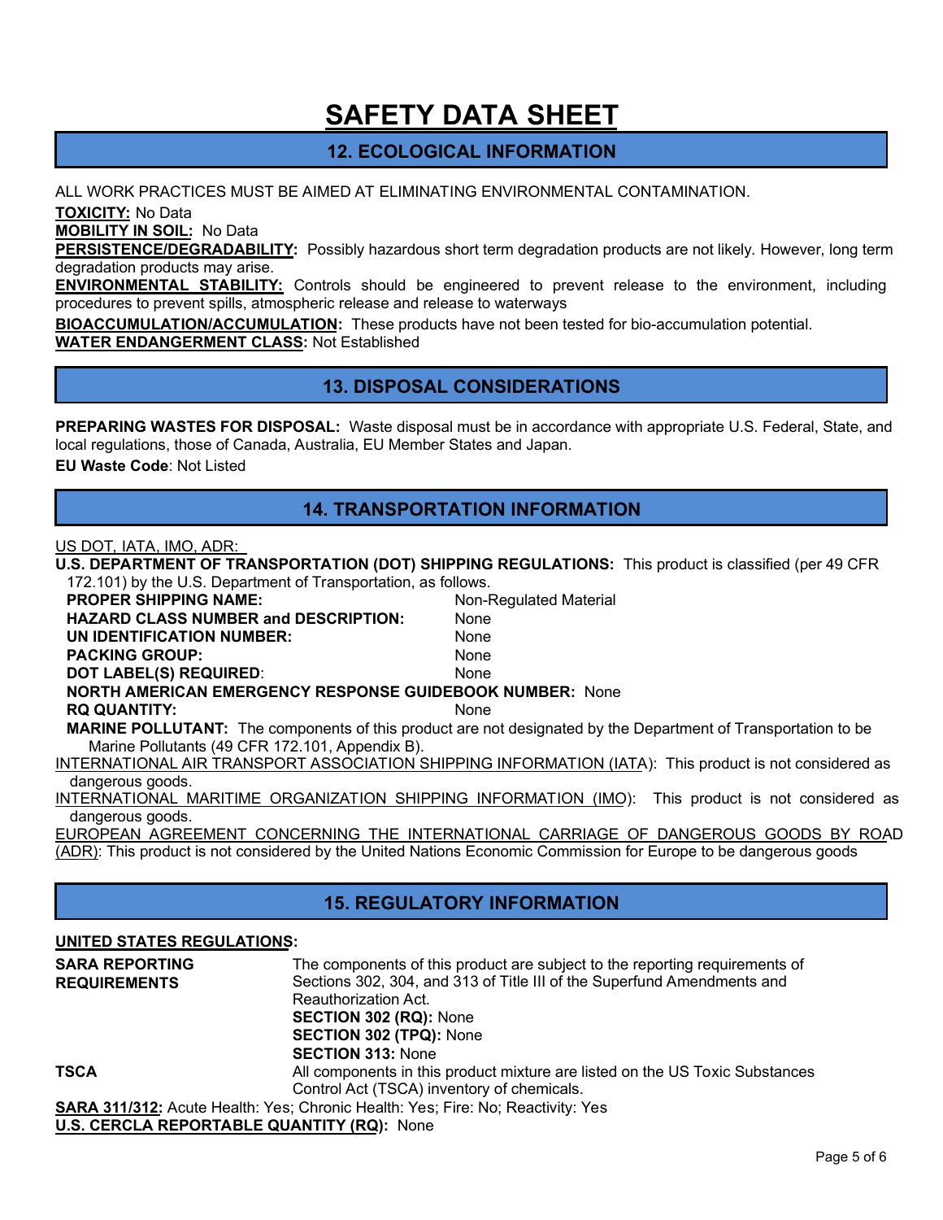# SAFETY DATA SHEET

## 12. ECOLOGICAL INFORMATION

ALL WORK PRACTICES MUST BE AIMED AT ELIMINATING ENVIRONMENTAL CONTAMINATION.

**TOXICITY:** No Data

**MOBILITY IN SOIL:** No Data

**PERSISTENCE/DEGRADABILITY:** Possibly hazardous short term degradation products are not likely. However, long term degradation products may arise.

**ENVIRONMENTAL STABILITY:** Controls should be engineered to prevent release to the environment, including procedures to prevent spills, atmospheric release and release to waterways

**BIOACCUMULATION/ACCUMULATION:** These products have not been tested for bio-accumulation potential.

**WATER ENDANGERMENT CLASS:** Not Established

## 13. DISPOSAL CONSIDERATIONS

**PREPARING WASTES FOR DISPOSAL:** Waste disposal must be in accordance with appropriate U.S. Federal, State, and local regulations, those of Canada, Australia, EU Member States and Japan.

**EU Waste Code**: Not Listed

## 14. TRANSPORTATION INFORMATION

US DOT, IATA, IMO, ADR:

**U.S. DEPARTMENT OF TRANSPORTATION (DOT) SHIPPING REGULATIONS:** This product is classified (per 49 CFR 172.101) by the U.S. Department of Transportation, as follows.

**PROPER SHIPPING NAME:** Non-Regulated Material

**HAZARD CLASS NUMBER and DESCRIPTION:** None

**UN IDENTIFICATION NUMBER:** None

**PACKING GROUP:** None

**DOT LABEL(S) REQUIRED**: None

**NORTH AMERICAN EMERGENCY RESPONSE GUIDEBOOK NUMBER:** None

**RQ QUANTITY:** None

**MARINE POLLUTANT:** The components of this product are not designated by the Department of Transportation to be Marine Pollutants (49 CFR 172.101, Appendix B).

INTERNATIONAL AIR TRANSPORT ASSOCIATION SHIPPING INFORMATION (IATA): This product is not considered as dangerous goods.

INTERNATIONAL MARITIME ORGANIZATION SHIPPING INFORMATION (IMO): This product is not considered as dangerous goods.

EUROPEAN AGREEMENT CONCERNING THE INTERNATIONAL CARRIAGE OF DANGEROUS GOODS BY ROAD (ADR): This product is not considered by the United Nations Economic Commission for Europe to be dangerous goods

## 15. REGULATORY INFORMATION

**UNITED STATES REGULATIONS:**

**SARA REPORTING REQUIREMENTS**: The components of this product are subject to the reporting requirements of Sections 302, 304, and 313 of Title III of the Superfund Amendments and Reauthorization Act.

**SECTION 302 (RQ):** None

**SECTION 302 (TPQ):** None

**SECTION 313:** None

**TSCA**: All components in this product mixture are listed on the US Toxic Substances Control Act (TSCA) inventory of chemicals.

**SARA 311/312:** Acute Health: Yes; Chronic Health: Yes; Fire: No; Reactivity: Yes

**U.S. CERCLA REPORTABLE QUANTITY (RQ):** None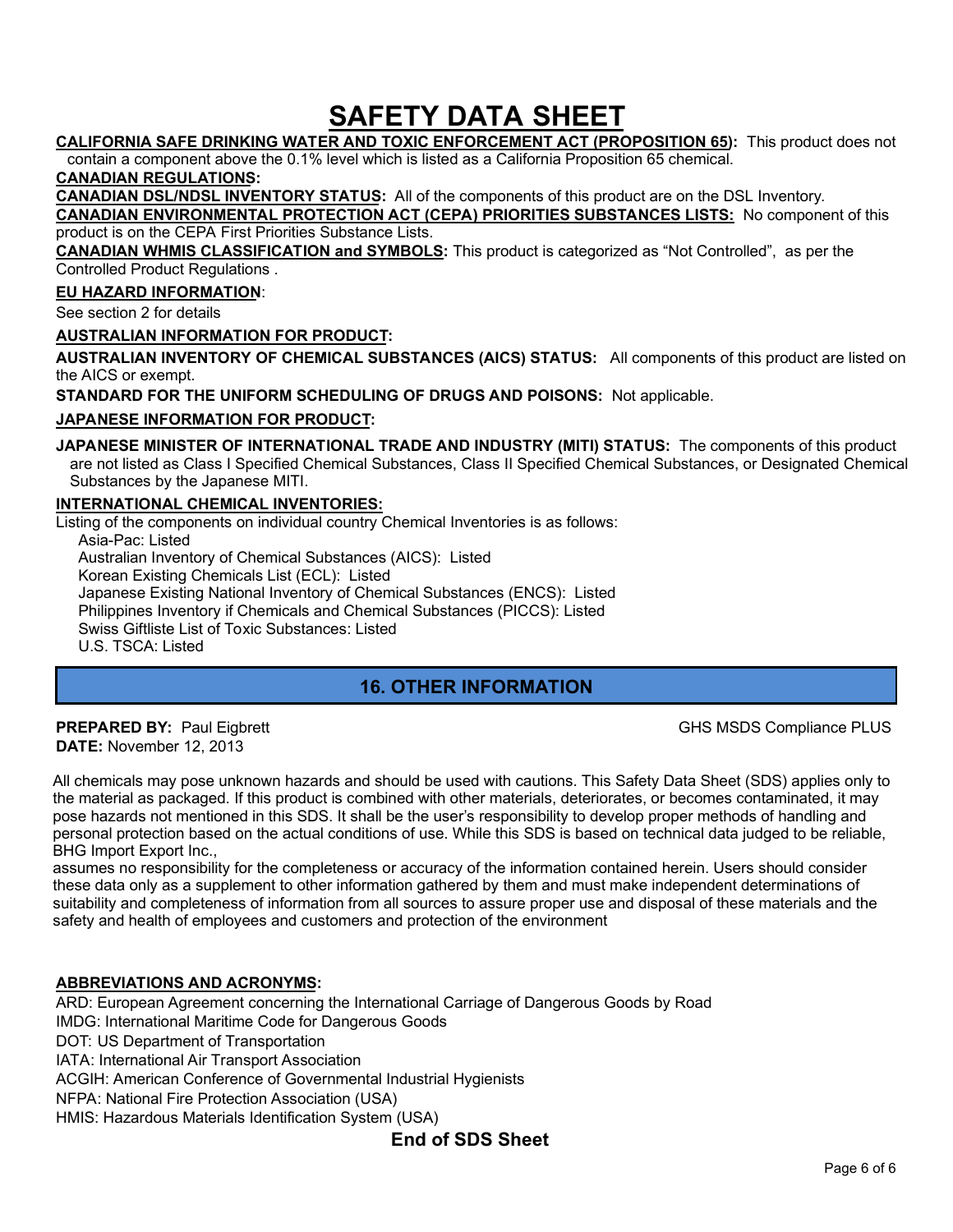# SAFETY DATA SHEET

**CALIFORNIA SAFE DRINKING WATER AND TOXIC ENFORCEMENT ACT (PROPOSITION 65):** This product does not contain a component above the 0.1% level which is listed as a California Proposition 65 chemical.

**CANADIAN REGULATIONS:**

**CANADIAN DSL/NDSL INVENTORY STATUS:** All of the components of this product are on the DSL Inventory.

**CANADIAN ENVIRONMENTAL PROTECTION ACT (CEPA) PRIORITIES SUBSTANCES LISTS:** No component of this product is on the CEPA First Priorities Substance Lists.

**CANADIAN WHMIS CLASSIFICATION and SYMBOLS:** This product is categorized as "Not Controlled", as per the Controlled Product Regulations .

**EU HAZARD INFORMATION**:

See section 2 for details

**AUSTRALIAN INFORMATION FOR PRODUCT:**

**AUSTRALIAN INVENTORY OF CHEMICAL SUBSTANCES (AICS) STATUS:** All components of this product are listed on the AICS or exempt.

**STANDARD FOR THE UNIFORM SCHEDULING OF DRUGS AND POISONS:** Not applicable.

**JAPANESE INFORMATION FOR PRODUCT:**

**JAPANESE MINISTER OF INTERNATIONAL TRADE AND INDUSTRY (MITI) STATUS:** The components of this product are not listed as Class I Specified Chemical Substances, Class II Specified Chemical Substances, or Designated Chemical Substances by the Japanese MITI.

**INTERNATIONAL CHEMICAL INVENTORIES:**

Listing of the components on individual country Chemical Inventories is as follows:

- Asia-Pac: Listed
- Australian Inventory of Chemical Substances (AICS): Listed
- Korean Existing Chemicals List (ECL): Listed
- Japanese Existing National Inventory of Chemical Substances (ENCS): Listed
- Philippines Inventory if Chemicals and Chemical Substances (PICCS): Listed
- Swiss Giftliste List of Toxic Substances: Listed
- U.S. TSCA: Listed

## 16. OTHER INFORMATION

**PREPARED BY:** Paul Eigbrett GHS MSDS Compliance PLUS

**DATE:** November 12, 2013

All chemicals may pose unknown hazards and should be used with cautions. This Safety Data Sheet (SDS) applies only to the material as packaged. If this product is combined with other materials, deteriorates, or becomes contaminated, it may pose hazards not mentioned in this SDS. It shall be the user's responsibility to develop proper methods of handling and personal protection based on the actual conditions of use. While this SDS is based on technical data judged to be reliable, BHG Import Export Inc.,
assumes no responsibility for the completeness or accuracy of the information contained herein. Users should consider these data only as a supplement to other information gathered by them and must make independent determinations of suitability and completeness of information from all sources to assure proper use and disposal of these materials and the safety and health of employees and customers and protection of the environment

**ABBREVIATIONS AND ACRONYMS:**

ARD: European Agreement concerning the International Carriage of Dangerous Goods by Road
IMDG: International Maritime Code for Dangerous Goods
DOT: US Department of Transportation
IATA: International Air Transport Association
ACGIH: American Conference of Governmental Industrial Hygienists
NFPA: National Fire Protection Association (USA)
HMIS: Hazardous Materials Identification System (USA)

**End of SDS Sheet**